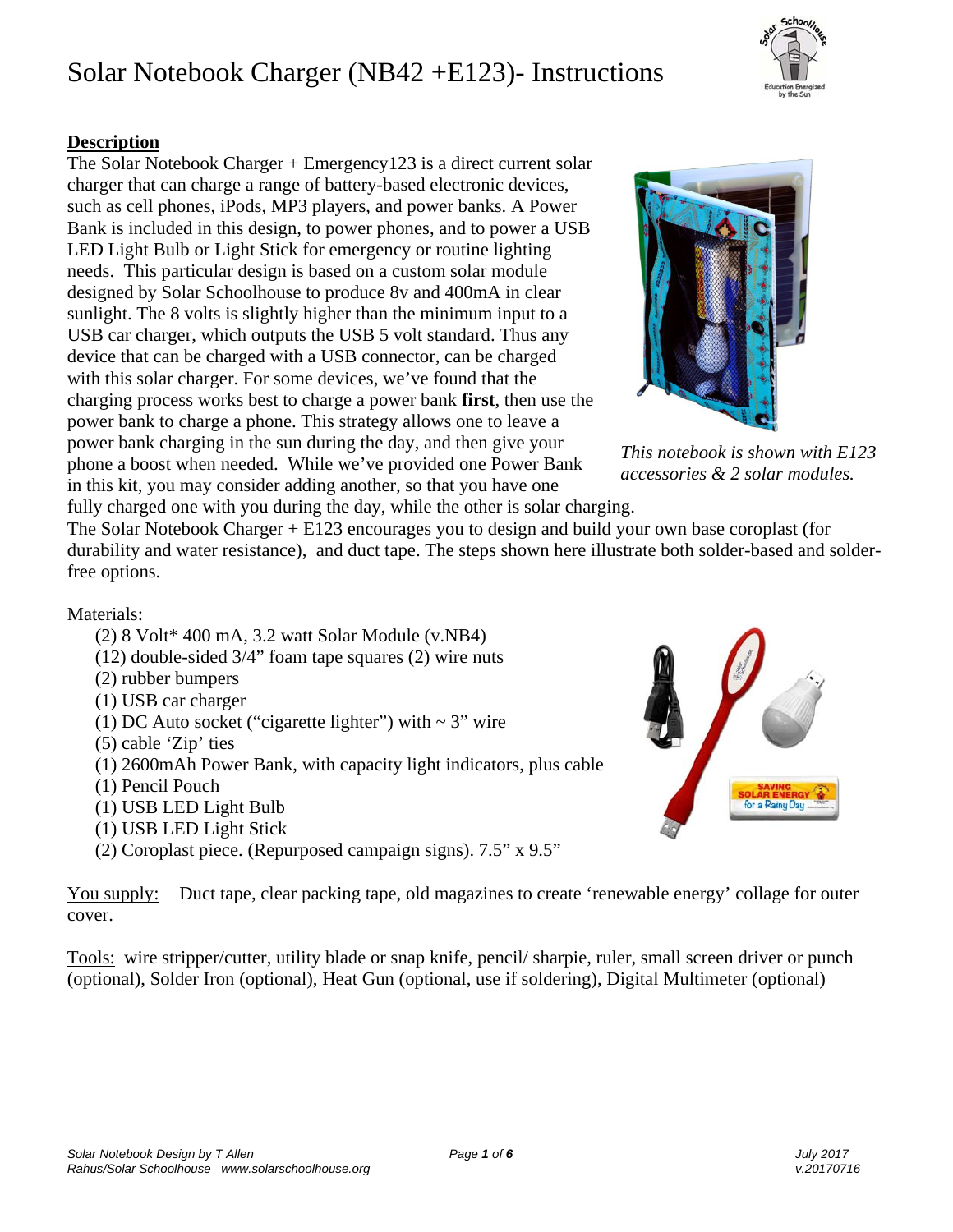# Solar Notebook Charger (NB42 +E123)- Instructions

## Description

The Solar Notebook Charger + Emergency123 is a direct current solar charger that can charge a range of battery-based electronic devices, such as cell phones, iPods, MP3 players, and power banks. A Power Bank is included in this design, to power phones, and to power a USB LED Light Bulb or Light Stick for emergency or routine lighting needs. This particular design is based on a custom solar module designed by Solar Schoolhouse to produce 8v and 400mA in clear sunlight. The 8 volts is slightly higher than the minimum input to a USB car charger, which outputs the USB 5 volt standard. Thus any device that can be charged with a USB connector, can be charged with this solar charger. For some devices, we've found that the charging process works best to charge a power bank **first**, then use the power bank to charge a phone. This strategy allows one to leave a power bank charging in the sun during the day, and then give your phone a boost when needed. While we've provided one Power Bank in this kit, you may consider adding another, so that you have one fully charged one with you during the day, while the other is solar charging.

*This notebook is shown with E123 accessories & 2 solar modules.*

The Solar Notebook Charger + E123 encourages you to design and build your own base coroplast (for durability and water resistance), and duct tape. The steps shown here illustrate both solder-based and solder-free options.

Materials:

- (2) 8 Volt* 400 mA, 3.2 watt Solar Module (v.NB4)
- (12) double-sided 3/4" foam tape squares (2) wire nuts
- (2) rubber bumpers
- (1) USB car charger
- (1) DC Auto socket ("cigarette lighter") with ~ 3" wire
- (5) cable 'Zip' ties
- (1) 2600mAh Power Bank, with capacity light indicators, plus cable
- (1) Pencil Pouch
- (1) USB LED Light Bulb
- (1) USB LED Light Stick
- (2) Coroplast piece. (Repurposed campaign signs). 7.5" x 9.5"

You supply: Duct tape, clear packing tape, old magazines to create 'renewable energy' collage for outer cover.

Tools: wire stripper/cutter, utility blade or snap knife, pencil/ sharpie, ruler, small screen driver or punch (optional), Solder Iron (optional), Heat Gun (optional, use if soldering), Digital Multimeter (optional)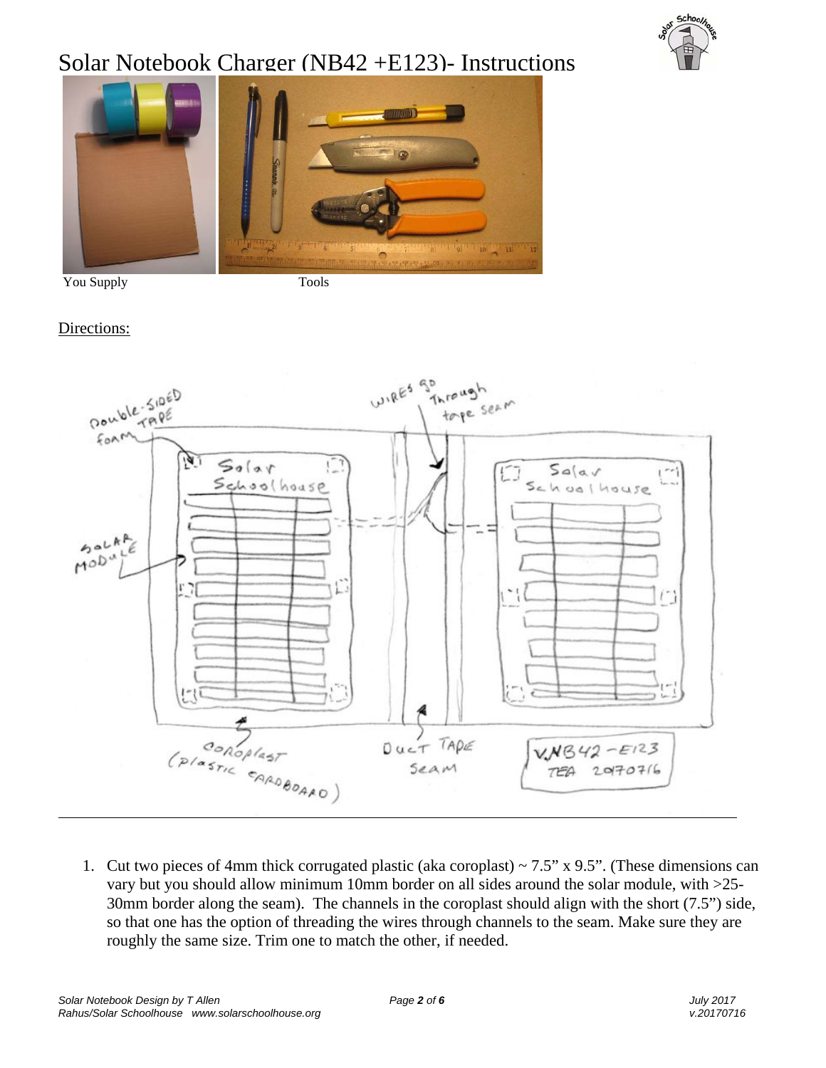# Solar Notebook Charger (NB42 +E123)- Instructions

You Supply

Tools

Directions:

1. Cut two pieces of 4mm thick corrugated plastic (aka coroplast) ~ 7.5" x 9.5". (These dimensions can vary but you should allow minimum 10mm border on all sides around the solar module, with >25-30mm border along the seam). The channels in the coroplast should align with the short (7.5") side, so that one has the option of threading the wires through channels to the seam. Make sure they are roughly the same size. Trim one to match the other, if needed.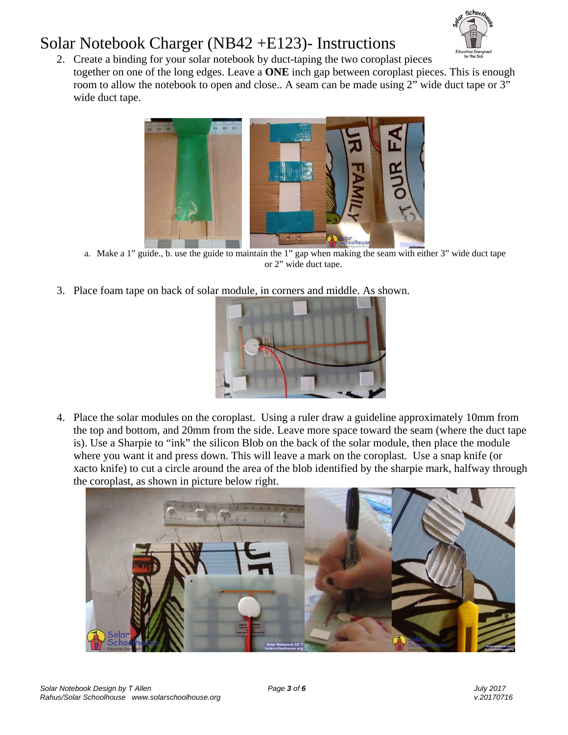# Solar Notebook Charger (NB42 +E123)- Instructions

2. Create a binding for your solar notebook by duct-taping the two coroplast pieces together on one of the long edges. Leave a **ONE** inch gap between coroplast pieces. This is enough room to allow the notebook to open and close.. A seam can be made using 2" wide duct tape or 3" wide duct tape.

a. Make a 1" guide., b. use the guide to maintain the 1" gap when making the seam with either 3" wide duct tape or 2" wide duct tape.

3. Place foam tape on back of solar module, in corners and middle. As shown.

4. Place the solar modules on the coroplast. Using a ruler draw a guideline approximately 10mm from the top and bottom, and 20mm from the side. Leave more space toward the seam (where the duct tape is). Use a Sharpie to "ink" the silicon Blob on the back of the solar module, then place the module where you want it and press down. This will leave a mark on the coroplast. Use a snap knife (or xacto knife) to cut a circle around the area of the blob identified by the sharpie mark, halfway through the coroplast, as shown in picture below right.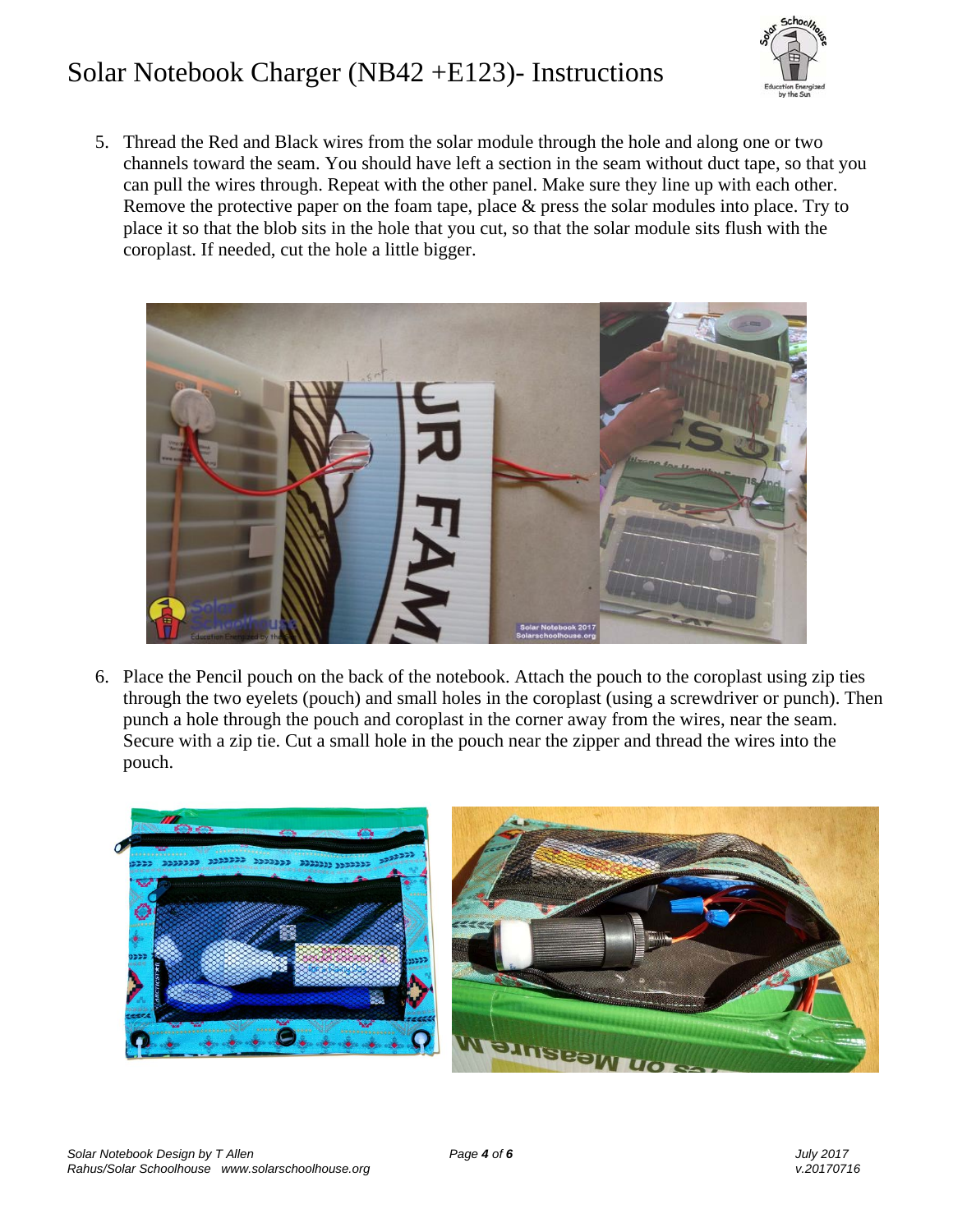5. Thread the Red and Black wires from the solar module through the hole and along one or two channels toward the seam. You should have left a section in the seam without duct tape, so that you can pull the wires through. Repeat with the other panel. Make sure they line up with each other. Remove the protective paper on the foam tape, place & press the solar modules into place. Try to place it so that the blob sits in the hole that you cut, so that the solar module sits flush with the coroplast. If needed, cut the hole a little bigger.

6. Place the Pencil pouch on the back of the notebook. Attach the pouch to the coroplast using zip ties through the two eyelets (pouch) and small holes in the coroplast (using a screwdriver or punch). Then punch a hole through the pouch and coroplast in the corner away from the wires, near the seam. Secure with a zip tie. Cut a small hole in the pouch near the zipper and thread the wires into the pouch.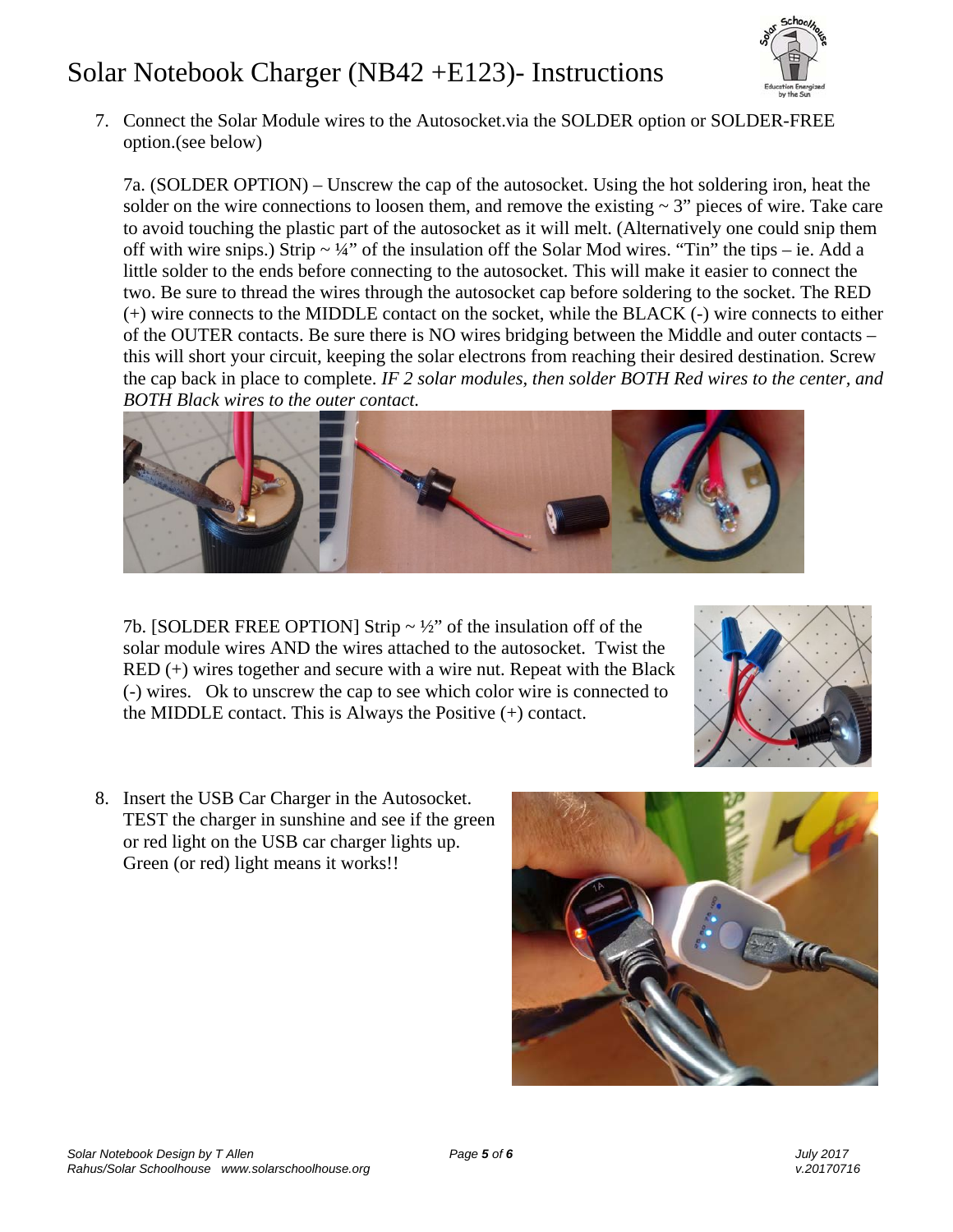7. Connect the Solar Module wires to the Autosocket.via the SOLDER option or SOLDER-FREE option.(see below)

   7a. (SOLDER OPTION) – Unscrew the cap of the autosocket. Using the hot soldering iron, heat the solder on the wire connections to loosen them, and remove the existing ~ 3" pieces of wire. Take care to avoid touching the plastic part of the autosocket as it will melt. (Alternatively one could snip them off with wire snips.) Strip ~ ¼" of the insulation off the Solar Mod wires. "Tin" the tips – ie. Add a little solder to the ends before connecting to the autosocket. This will make it easier to connect the two. Be sure to thread the wires through the autosocket cap before soldering to the socket. The RED (+) wire connects to the MIDDLE contact on the socket, while the BLACK (-) wire connects to either of the OUTER contacts. Be sure there is NO wires bridging between the Middle and outer contacts – this will short your circuit, keeping the solar electrons from reaching their desired destination. Screw the cap back in place to complete. *IF 2 solar modules, then solder BOTH Red wires to the center, and BOTH Black wires to the outer contact.*

   7b. [SOLDER FREE OPTION] Strip ~ ½" of the insulation off of the solar module wires AND the wires attached to the autosocket. Twist the RED (+) wires together and secure with a wire nut. Repeat with the Black (-) wires. Ok to unscrew the cap to see which color wire is connected to the MIDDLE contact. This is Always the Positive (+) contact.

8. Insert the USB Car Charger in the Autosocket. TEST the charger in sunshine and see if the green or red light on the USB car charger lights up. Green (or red) light means it works!!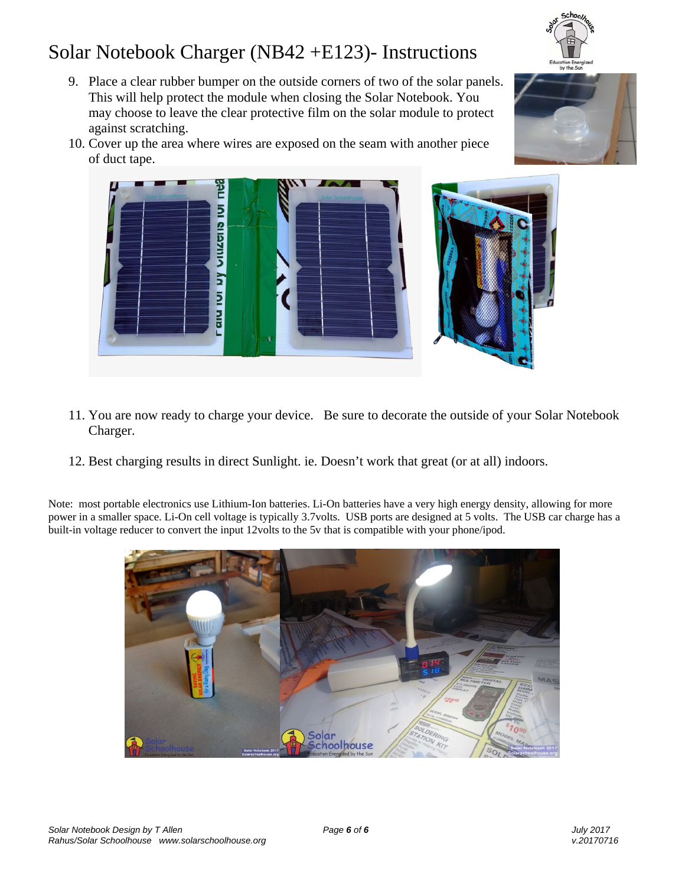# Solar Notebook Charger (NB42 +E123)- Instructions

9. Place a clear rubber bumper on the outside corners of two of the solar panels. This will help protect the module when closing the Solar Notebook. You may choose to leave the clear protective film on the solar module to protect against scratching.
10. Cover up the area where wires are exposed on the seam with another piece of duct tape.

11. You are now ready to charge your device. Be sure to decorate the outside of your Solar Notebook Charger.

12. Best charging results in direct Sunlight. ie. Doesn't work that great (or at all) indoors.

Note: most portable electronics use Lithium-Ion batteries. Li-On batteries have a very high energy density, allowing for more power in a smaller space. Li-On cell voltage is typically 3.7volts. USB ports are designed at 5 volts. The USB car charge has a built-in voltage reducer to convert the input 12volts to the 5v that is compatible with your phone/ipod.

*Solar Notebook Design by T Allen*
*Rahus/Solar Schoolhouse www.solarschoolhouse.org*

*July 2017*
*v.20170716*